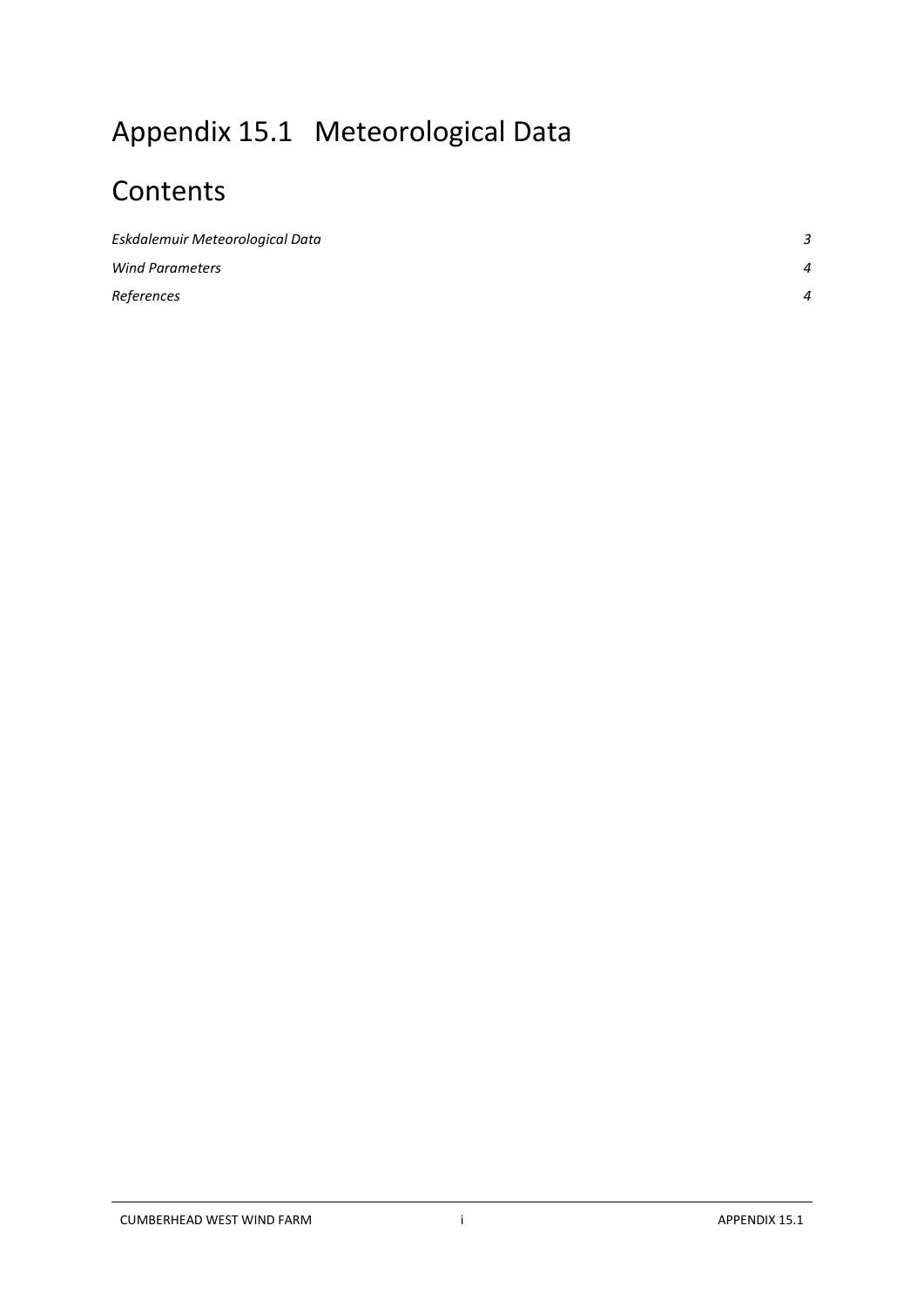# Appendix 15.1 Meteorological Data

# Contents

*Eskdalemuir Meteorological Data* 3

*Wind Parameters* 4

*References* 4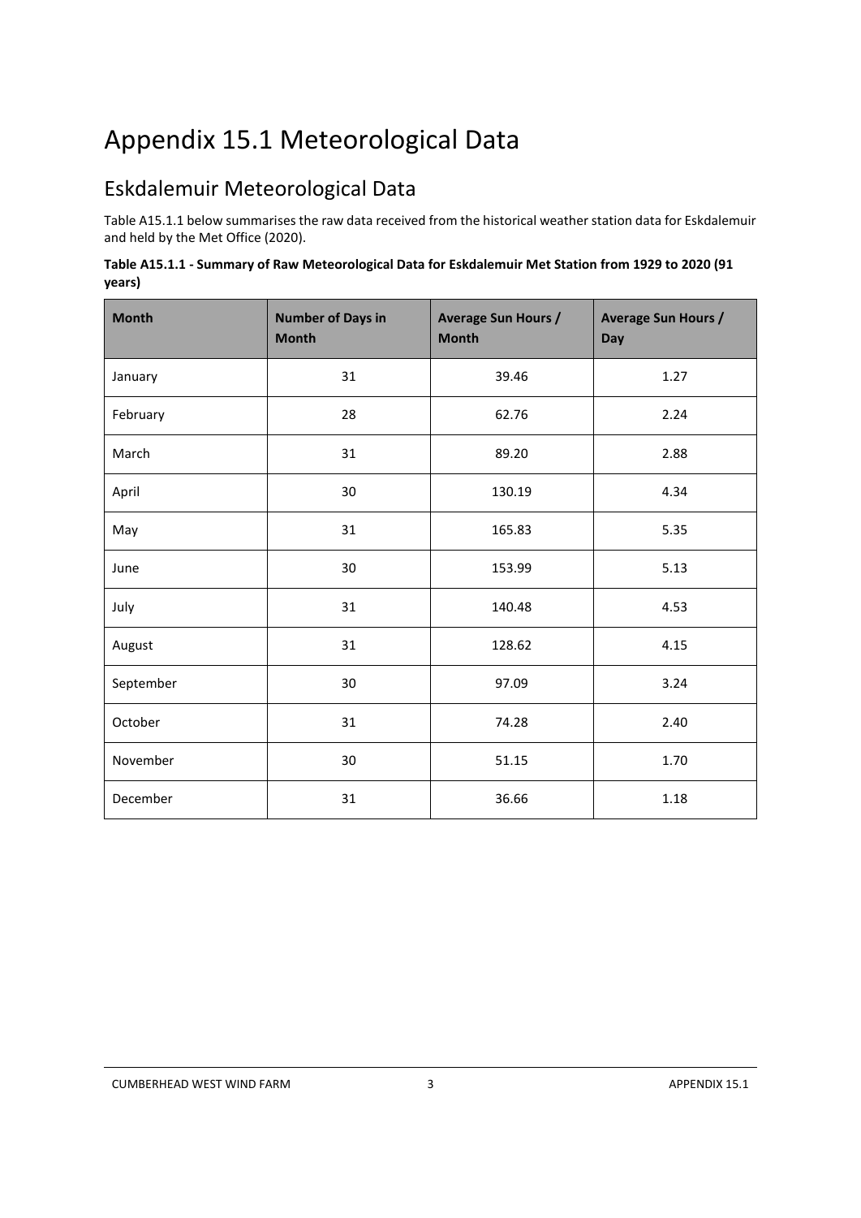# Appendix 15.1 Meteorological Data

## Eskdalemuir Meteorological Data

Table A15.1.1 below summarises the raw data received from the historical weather station data for Eskdalemuir and held by the Met Office (2020).

**Table A15.1.1 - Summary of Raw Meteorological Data for Eskdalemuir Met Station from 1929 to 2020 (91 years)**

| Month | Number of Days in Month | Average Sun Hours / Month | Average Sun Hours / Day |
|---|---|---|---|
| January | 31 | 39.46 | 1.27 |
| February | 28 | 62.76 | 2.24 |
| March | 31 | 89.20 | 2.88 |
| April | 30 | 130.19 | 4.34 |
| May | 31 | 165.83 | 5.35 |
| June | 30 | 153.99 | 5.13 |
| July | 31 | 140.48 | 4.53 |
| August | 31 | 128.62 | 4.15 |
| September | 30 | 97.09 | 3.24 |
| October | 31 | 74.28 | 2.40 |
| November | 30 | 51.15 | 1.70 |
| December | 31 | 36.66 | 1.18 |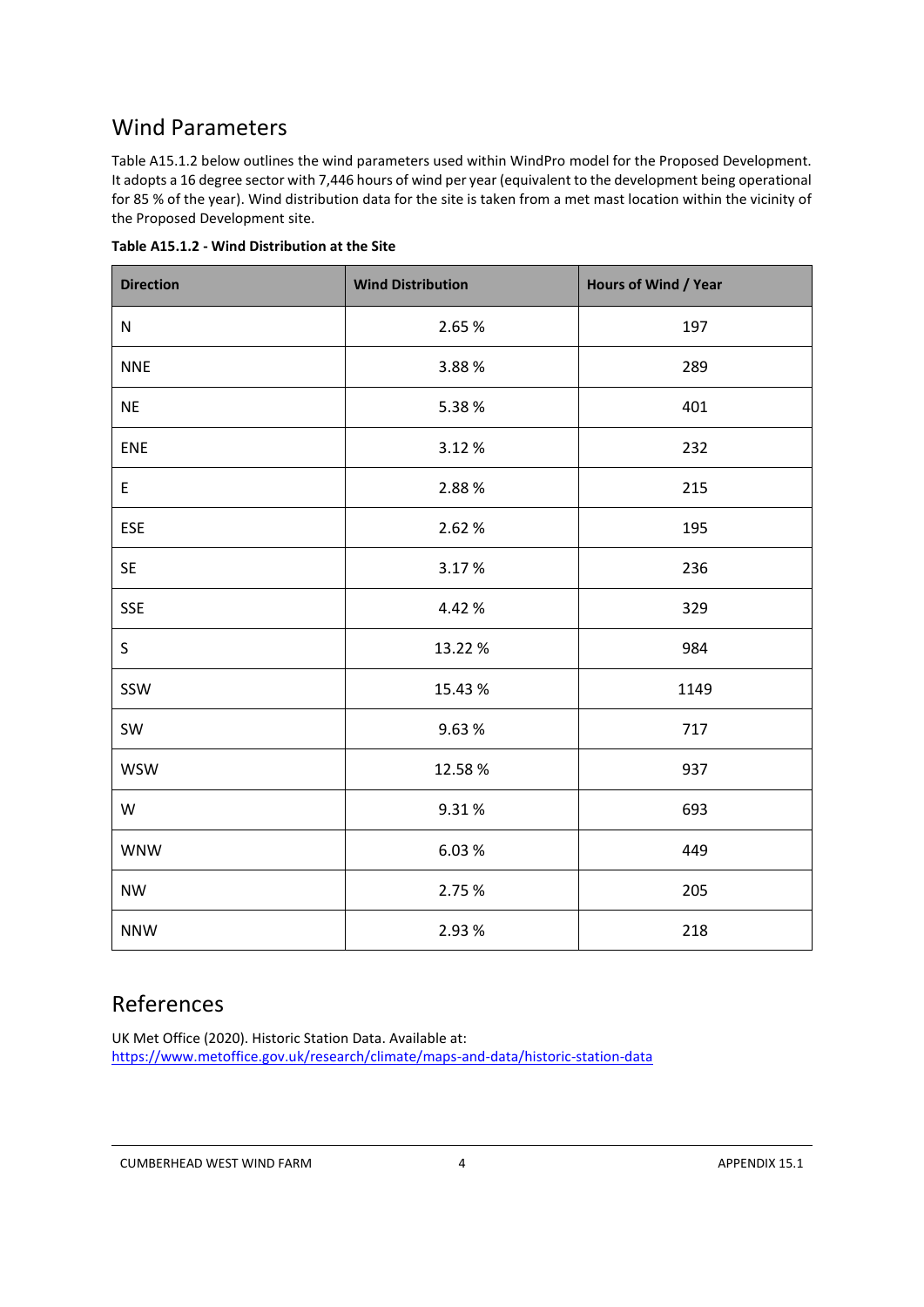## Wind Parameters

Table A15.1.2 below outlines the wind parameters used within WindPro model for the Proposed Development. It adopts a 16 degree sector with 7,446 hours of wind per year (equivalent to the development being operational for 85 % of the year). Wind distribution data for the site is taken from a met mast location within the vicinity of the Proposed Development site.

**Table A15.1.2 - Wind Distribution at the Site**

| Direction | Wind Distribution | Hours of Wind / Year |
| --- | --- | --- |
| N | 2.65 % | 197 |
| NNE | 3.88 % | 289 |
| NE | 5.38 % | 401 |
| ENE | 3.12 % | 232 |
| E | 2.88 % | 215 |
| ESE | 2.62 % | 195 |
| SE | 3.17 % | 236 |
| SSE | 4.42 % | 329 |
| S | 13.22 % | 984 |
| SSW | 15.43 % | 1149 |
| SW | 9.63 % | 717 |
| WSW | 12.58 % | 937 |
| W | 9.31 % | 693 |
| WNW | 6.03 % | 449 |
| NW | 2.75 % | 205 |
| NNW | 2.93 % | 218 |

## References

UK Met Office (2020). Historic Station Data. Available at: https://www.metoffice.gov.uk/research/climate/maps-and-data/historic-station-data